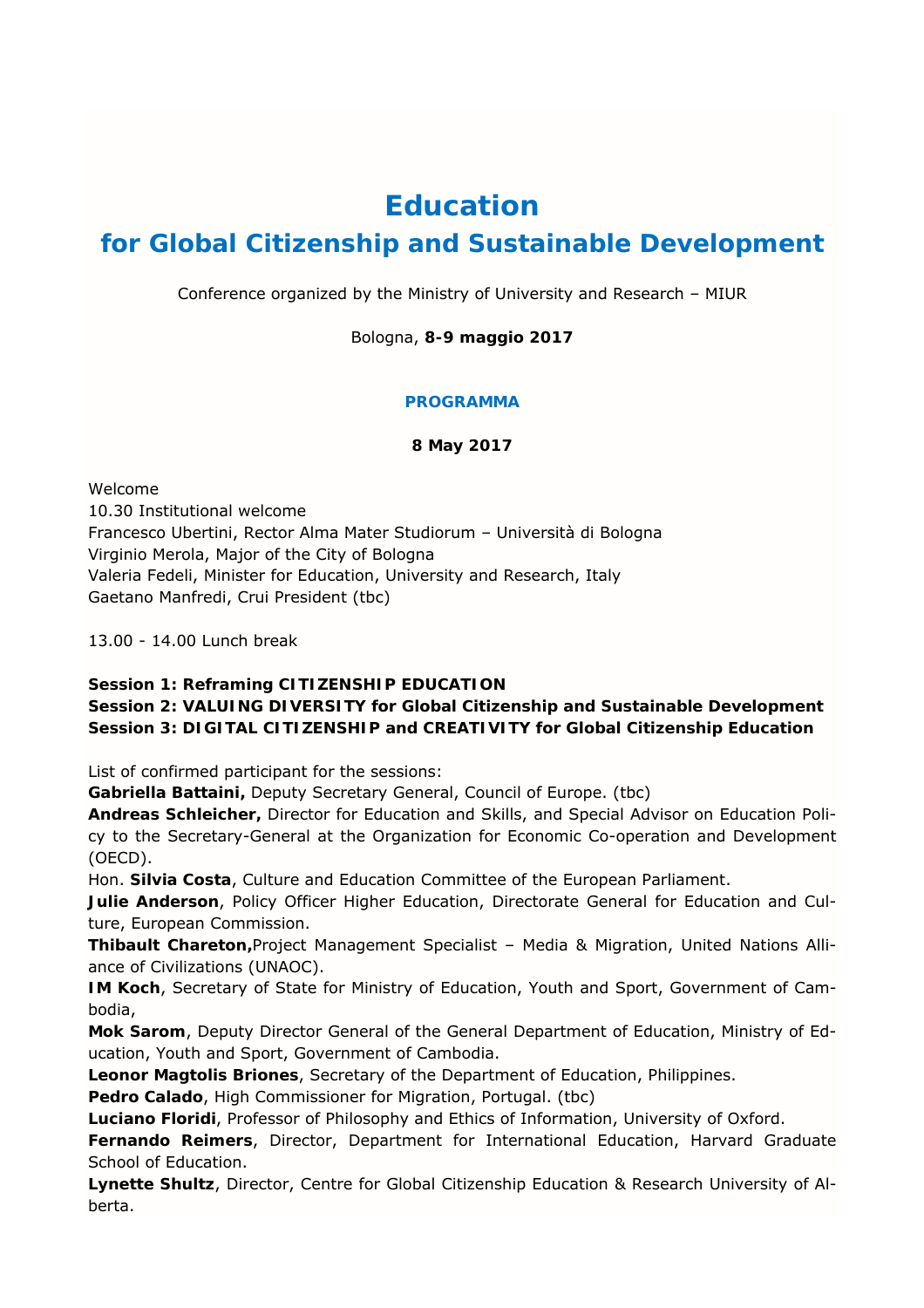# Education
# for Global Citizenship and Sustainable Development

Conference organized by the Ministry of University and Research – MIUR

Bologna, **8-9 maggio 2017**

**PROGRAMMA**

**8 May 2017**

Welcome
10.30 Institutional welcome
Francesco Ubertini, Rector Alma Mater Studiorum – Università di Bologna
Virginio Merola, Major of the City of Bologna
Valeria Fedeli, Minister for Education, University and Research, Italy
Gaetano Manfredi, Crui President (tbc)

13.00 - 14.00 Lunch break

**Session 1: Reframing CITIZENSHIP EDUCATION**
**Session 2: VALUING DIVERSITY for Global Citizenship and Sustainable Development**
**Session 3: DIGITAL CITIZENSHIP and CREATIVITY for Global Citizenship Education**

List of confirmed participant for the sessions:
**Gabriella Battaini,** Deputy Secretary General, Council of Europe. (tbc)
**Andreas Schleicher,** Director for Education and Skills, and Special Advisor on Education Policy to the Secretary-General at the Organization for Economic Co-operation and Development (OECD).
Hon. **Silvia Costa**, Culture and Education Committee of the European Parliament.
**Julie Anderson**, Policy Officer Higher Education, Directorate General for Education and Culture, European Commission.
**Thibault Chareton,**Project Management Specialist – Media & Migration, United Nations Alliance of Civilizations (UNAOC).
**IM Koch**, Secretary of State for Ministry of Education, Youth and Sport, Government of Cambodia,
**Mok Sarom**, Deputy Director General of the General Department of Education, Ministry of Education, Youth and Sport, Government of Cambodia.
**Leonor Magtolis Briones**, Secretary of the Department of Education, Philippines.
**Pedro Calado**, High Commissioner for Migration, Portugal. (tbc)
**Luciano Floridi**, Professor of Philosophy and Ethics of Information, University of Oxford.
**Fernando Reimers**, Director, Department for International Education, Harvard Graduate School of Education.
**Lynette Shultz**, Director, Centre for Global Citizenship Education & Research University of Alberta.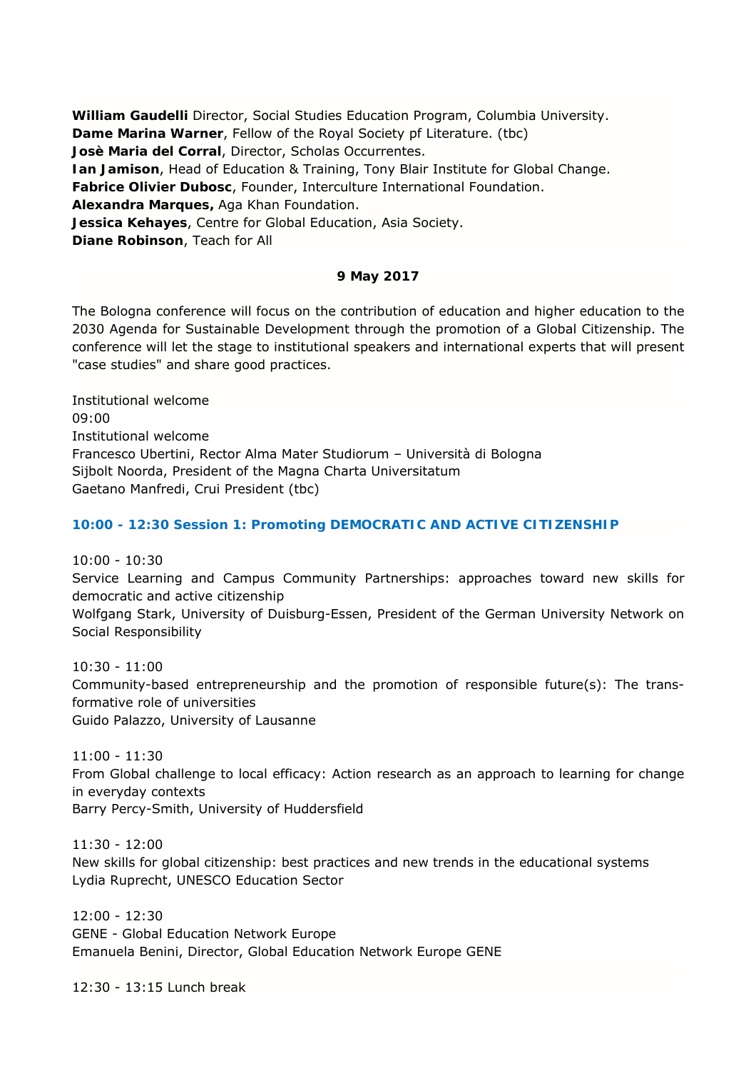**William Gaudelli** Director, Social Studies Education Program, Columbia University.
**Dame Marina Warner**, Fellow of the Royal Society pf Literature. (tbc)
**Josè Maria del Corral**, Director, Scholas Occurrentes.
**Ian Jamison**, Head of Education & Training, Tony Blair Institute for Global Change.
**Fabrice Olivier Dubosc**, Founder, Interculture International Foundation.
**Alexandra Marques,** Aga Khan Foundation.
**Jessica Kehayes**, Centre for Global Education, Asia Society.
**Diane Robinson**, Teach for All

**9 May 2017**

The Bologna conference will focus on the contribution of education and higher education to the 2030 Agenda for Sustainable Development through the promotion of a Global Citizenship. The conference will let the stage to institutional speakers and international experts that will present "case studies" and share good practices.

Institutional welcome
09:00
Institutional welcome
Francesco Ubertini, Rector Alma Mater Studiorum – Università di Bologna
Sijbolt Noorda, President of the Magna Charta Universitatum
Gaetano Manfredi, Crui President (tbc)

### 10:00 - 12:30 Session 1: Promoting DEMOCRATIC AND ACTIVE CITIZENSHIP

10:00 - 10:30
Service Learning and Campus Community Partnerships: approaches toward new skills for democratic and active citizenship
Wolfgang Stark, University of Duisburg-Essen, President of the German University Network on Social Responsibility

10:30 - 11:00
Community-based entrepreneurship and the promotion of responsible future(s): The transformative role of universities
Guido Palazzo, University of Lausanne

11:00 - 11:30
From Global challenge to local efficacy: Action research as an approach to learning for change in everyday contexts
Barry Percy-Smith, University of Huddersfield

11:30 - 12:00
New skills for global citizenship: best practices and new trends in the educational systems
Lydia Ruprecht, UNESCO Education Sector

12:00 - 12:30
GENE - Global Education Network Europe
Emanuela Benini, Director, Global Education Network Europe GENE

12:30 - 13:15 Lunch break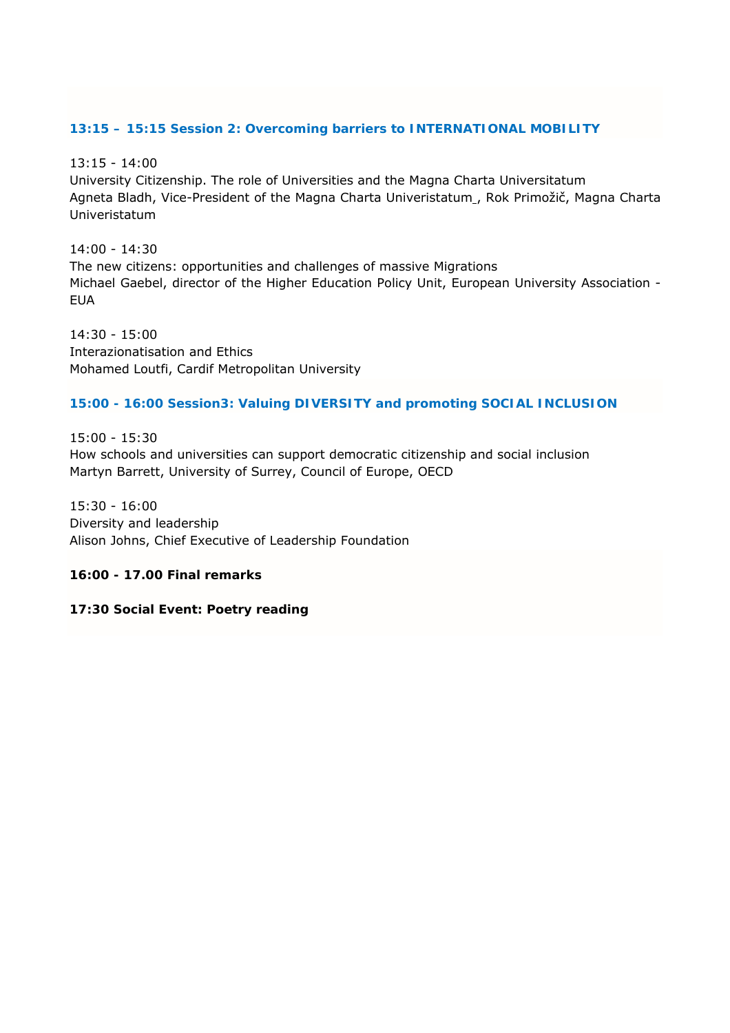### 13:15 – 15:15 Session 2: Overcoming barriers to INTERNATIONAL MOBILITY

13:15 - 14:00
University Citizenship. The role of Universities and the Magna Charta Universitatum
Agneta Bladh, Vice-President of the Magna Charta Univeristatum_, Rok Primožič, Magna Charta Univeristatum

14:00 - 14:30
The new citizens: opportunities and challenges of massive Migrations
Michael Gaebel, director of the Higher Education Policy Unit, European University Association - EUA

14:30 - 15:00
Interazionatisation and Ethics
Mohamed Loutfi, Cardif Metropolitan University

### 15:00 - 16:00 Session3: Valuing DIVERSITY and promoting SOCIAL INCLUSION

15:00 - 15:30
How schools and universities can support democratic citizenship and social inclusion
Martyn Barrett, University of Surrey, Council of Europe, OECD

15:30 - 16:00
Diversity and leadership
Alison Johns, Chief Executive of Leadership Foundation

**16:00 - 17.00 Final remarks**

**17:30 Social Event: Poetry reading**